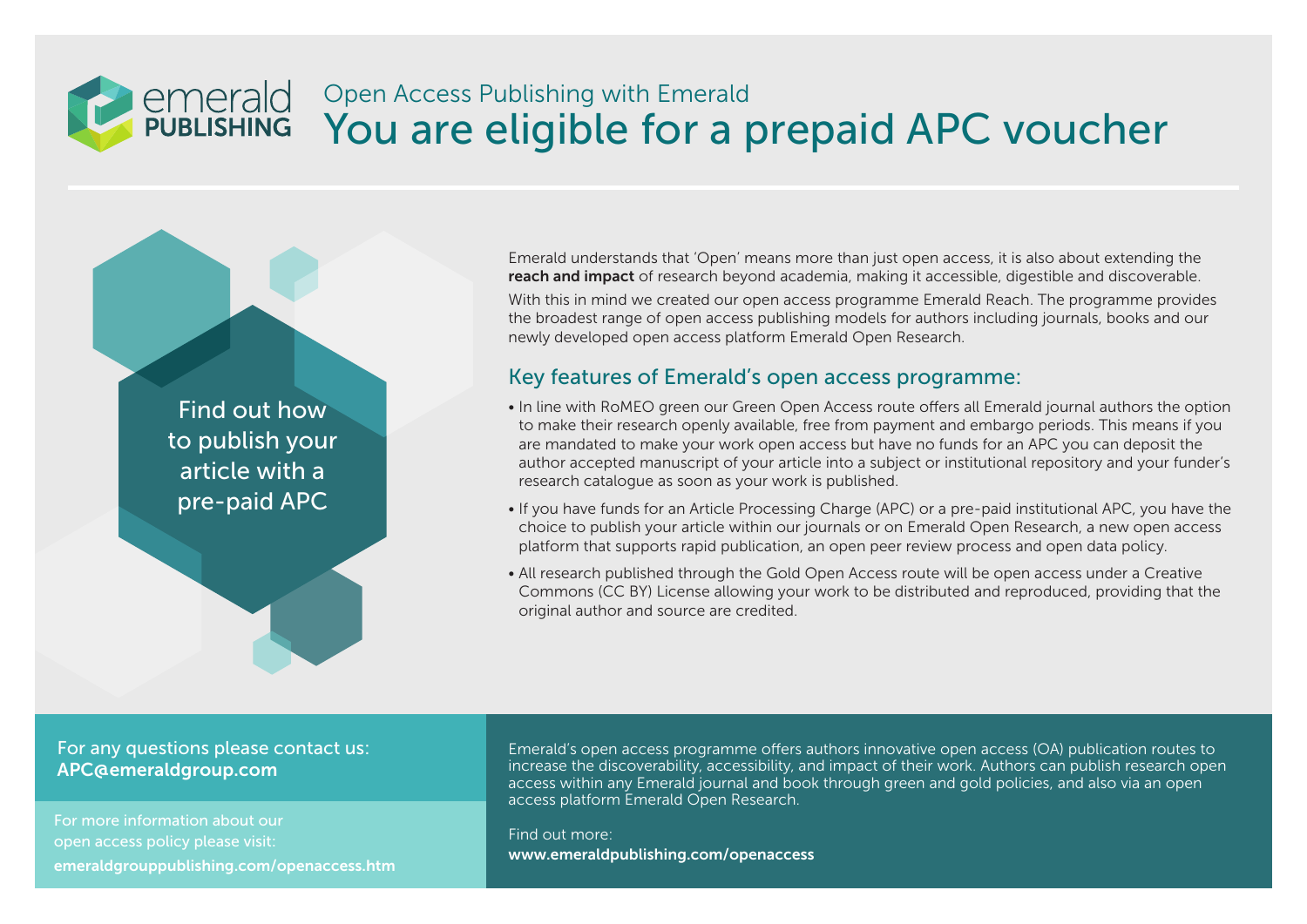emerald PUBLISHING

Open Access Publishing with Emerald

# You are eligible for a prepaid APC voucher

Find out how to publish your article with a pre-paid APC

Emerald understands that 'Open' means more than just open access, it is also about extending the **reach and impact** of research beyond academia, making it accessible, digestible and discoverable.

With this in mind we created our open access programme Emerald Reach. The programme provides the broadest range of open access publishing models for authors including journals, books and our newly developed open access platform Emerald Open Research.

## Key features of Emerald's open access programme:

- In line with RoMEO green our Green Open Access route offers all Emerald journal authors the option to make their research openly available, free from payment and embargo periods. This means if you are mandated to make your work open access but have no funds for an APC you can deposit the author accepted manuscript of your article into a subject or institutional repository and your funder's research catalogue as soon as your work is published.
- If you have funds for an Article Processing Charge (APC) or a pre-paid institutional APC, you have the choice to publish your article within our journals or on Emerald Open Research, a new open access platform that supports rapid publication, an open peer review process and open data policy.
- All research published through the Gold Open Access route will be open access under a Creative Commons (CC BY) License allowing your work to be distributed and reproduced, providing that the original author and source are credited.

For any questions please contact us:
**APC@emeraldgroup.com**

For more information about our open access policy please visit:
**emeraldgrouppublishing.com/openaccess.htm**

Emerald's open access programme offers authors innovative open access (OA) publication routes to increase the discoverability, accessibility, and impact of their work. Authors can publish research open access within any Emerald journal and book through green and gold policies, and also via an open access platform Emerald Open Research.

Find out more:
**www.emeraldpublishing.com/openaccess**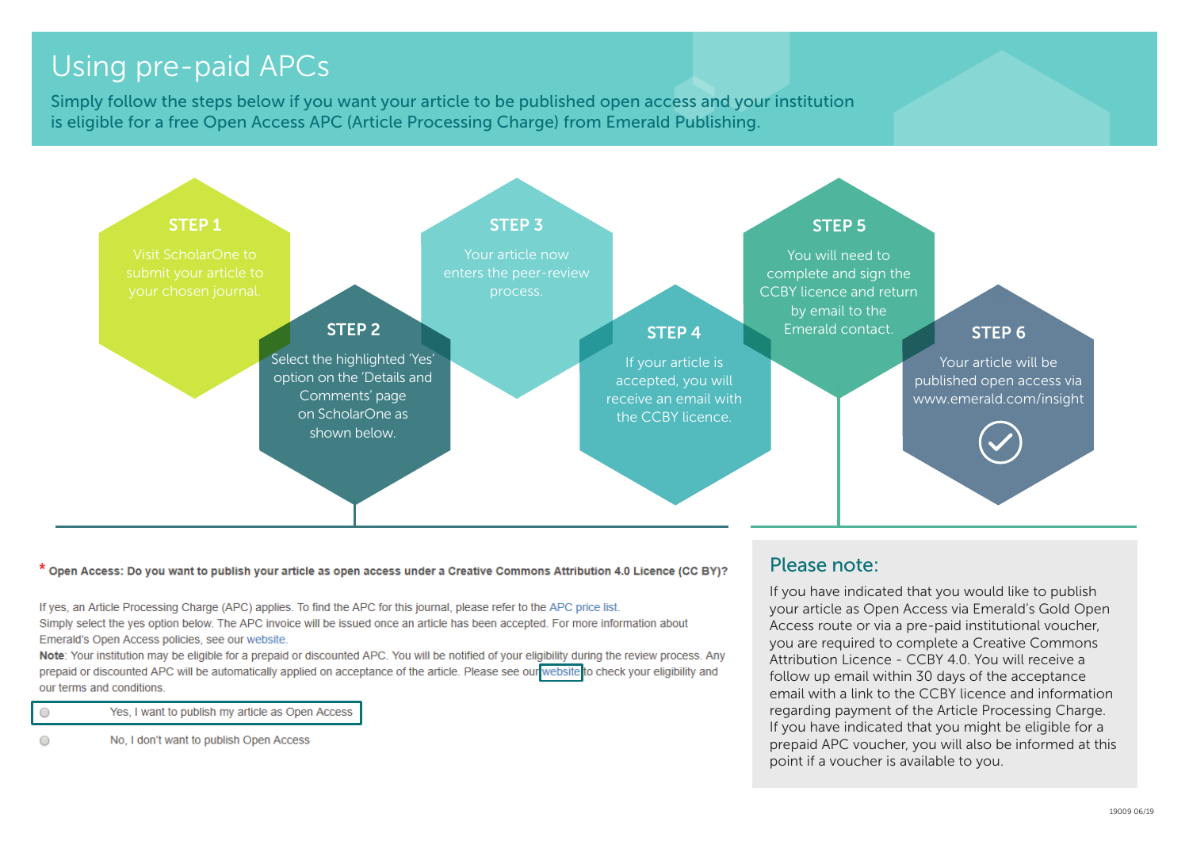# Using pre-paid APCs

Simply follow the steps below if you want your article to be published open access and your institution is eligible for a free Open Access APC (Article Processing Charge) from Emerald Publishing.

**STEP 1**

Visit ScholarOne to submit your article to your chosen journal.

**STEP 2**

Select the highlighted 'Yes' option on the 'Details and Comments' page on ScholarOne as shown below.

**STEP 3**

Your article now enters the peer-review process.

**STEP 4**

If your article is accepted, you will receive an email with the CCBY licence.

**STEP 5**

You will need to complete and sign the CCBY licence and return by email to the Emerald contact.

**STEP 6**

Your article will be published open access via www.emerald.com/insight

---

* **Open Access: Do you want to publish your article as open access under a Creative Commons Attribution 4.0 Licence (CC BY)?**

If yes, an Article Processing Charge (APC) applies. To find the APC for this journal, please refer to the APC price list.
Simply select the yes option below. The APC invoice will be issued once an article has been accepted. For more information about Emerald's Open Access policies, see our website.
**Note**: Your institution may be eligible for a prepaid or discounted APC. You will be notified of your eligibility during the review process. Any prepaid or discounted APC will be automatically applied on acceptance of the article. Please see our website to check your eligibility and our terms and conditions.

- ○ Yes, I want to publish my article as Open Access
- ○ No, I don't want to publish Open Access

## Please note:

If you have indicated that you would like to publish your article as Open Access via Emerald's Gold Open Access route or via a pre-paid institutional voucher, you are required to complete a Creative Commons Attribution Licence - CCBY 4.0. You will receive a follow up email within 30 days of the acceptance email with a link to the CCBY licence and information regarding payment of the Article Processing Charge. If you have indicated that you might be eligible for a prepaid APC voucher, you will also be informed at this point if a voucher is available to you.

19009 06/19